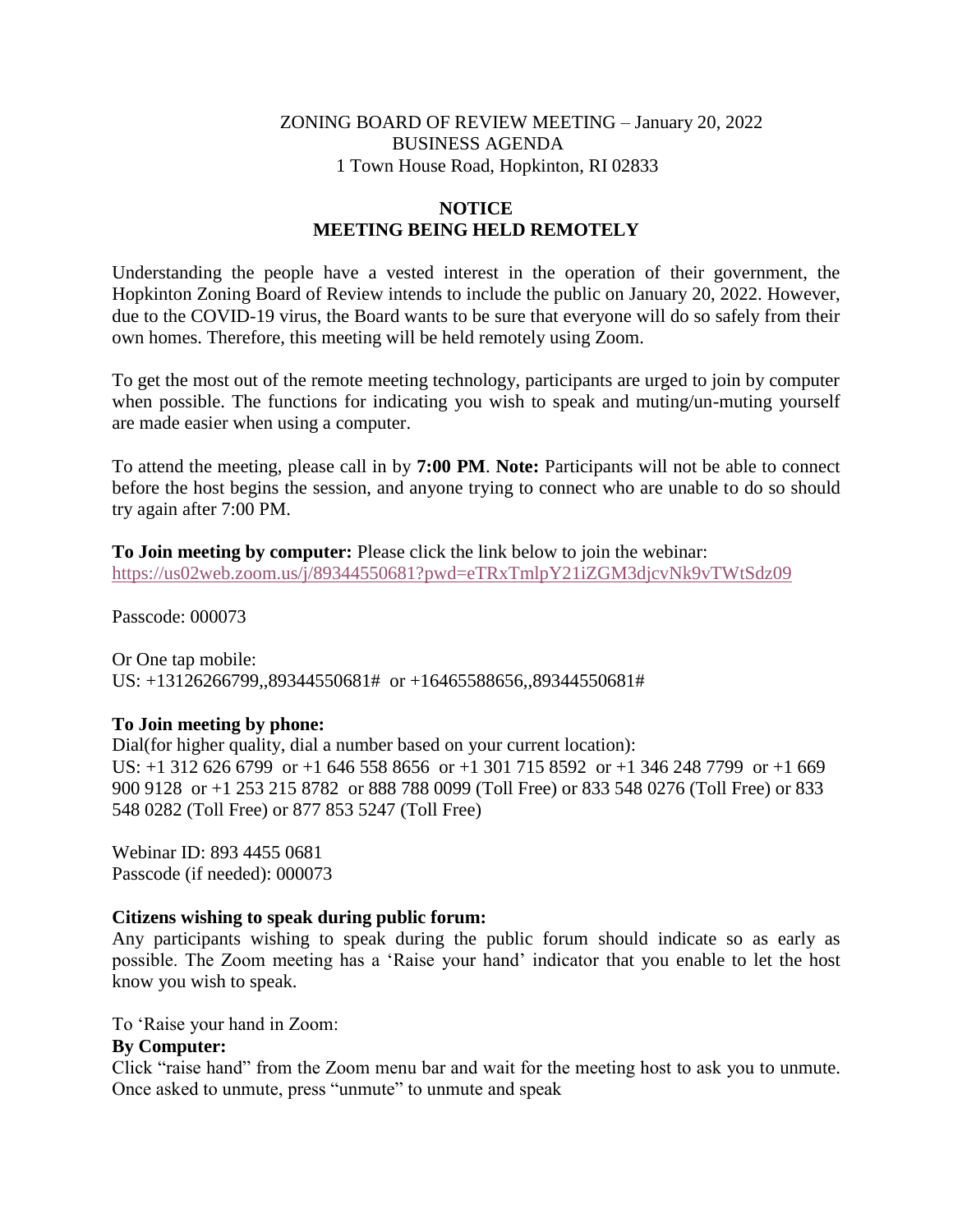ZONING BOARD OF REVIEW MEETING – January 20, 2022
BUSINESS AGENDA
1 Town House Road, Hopkinton, RI 02833

## NOTICE
## MEETING BEING HELD REMOTELY

Understanding the people have a vested interest in the operation of their government, the Hopkinton Zoning Board of Review intends to include the public on January 20, 2022. However, due to the COVID-19 virus, the Board wants to be sure that everyone will do so safely from their own homes. Therefore, this meeting will be held remotely using Zoom.

To get the most out of the remote meeting technology, participants are urged to join by computer when possible. The functions for indicating you wish to speak and muting/un-muting yourself are made easier when using a computer.

To attend the meeting, please call in by **7:00 PM**. **Note:** Participants will not be able to connect before the host begins the session, and anyone trying to connect who are unable to do so should try again after 7:00 PM.

**To Join meeting by computer:** Please click the link below to join the webinar:
https://us02web.zoom.us/j/89344550681?pwd=eTRxTmlpY21iZGM3djcvNk9vTWtSdz09

Passcode: 000073

Or One tap mobile:
US: +13126266799,,89344550681# or +16465588656,,89344550681#

**To Join meeting by phone:**
Dial(for higher quality, dial a number based on your current location):
US: +1 312 626 6799 or +1 646 558 8656 or +1 301 715 8592 or +1 346 248 7799 or +1 669 900 9128 or +1 253 215 8782 or 888 788 0099 (Toll Free) or 833 548 0276 (Toll Free) or 833 548 0282 (Toll Free) or 877 853 5247 (Toll Free)

Webinar ID: 893 4455 0681
Passcode (if needed): 000073

**Citizens wishing to speak during public forum:**
Any participants wishing to speak during the public forum should indicate so as early as possible. The Zoom meeting has a 'Raise your hand' indicator that you enable to let the host know you wish to speak.

To 'Raise your hand in Zoom:

**By Computer:**
Click "raise hand" from the Zoom menu bar and wait for the meeting host to ask you to unmute. Once asked to unmute, press "unmute" to unmute and speak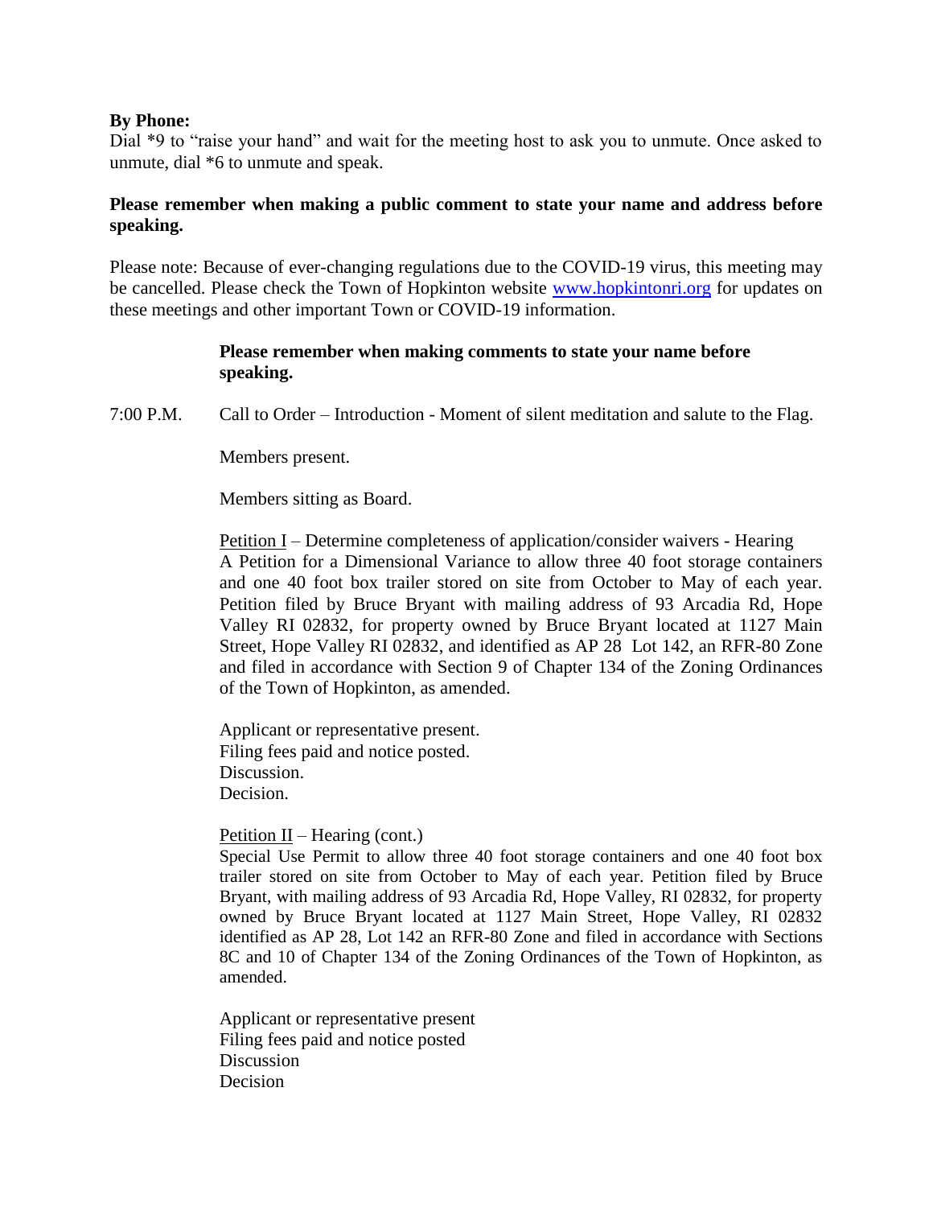**By Phone:**
Dial *9 to "raise your hand" and wait for the meeting host to ask you to unmute. Once asked to unmute, dial *6 to unmute and speak.

**Please remember when making a public comment to state your name and address before speaking.**

Please note: Because of ever-changing regulations due to the COVID-19 virus, this meeting may be cancelled. Please check the Town of Hopkinton website www.hopkintonri.org for updates on these meetings and other important Town or COVID-19 information.

**Please remember when making comments to state your name before speaking.**

7:00 P.M. Call to Order – Introduction - Moment of silent meditation and salute to the Flag.

Members present.

Members sitting as Board.

Petition I – Determine completeness of application/consider waivers - Hearing
A Petition for a Dimensional Variance to allow three 40 foot storage containers and one 40 foot box trailer stored on site from October to May of each year. Petition filed by Bruce Bryant with mailing address of 93 Arcadia Rd, Hope Valley RI 02832, for property owned by Bruce Bryant located at 1127 Main Street, Hope Valley RI 02832, and identified as AP 28 Lot 142, an RFR-80 Zone and filed in accordance with Section 9 of Chapter 134 of the Zoning Ordinances of the Town of Hopkinton, as amended.

Applicant or representative present.
Filing fees paid and notice posted.
Discussion.
Decision.

Petition II – Hearing (cont.)
Special Use Permit to allow three 40 foot storage containers and one 40 foot box trailer stored on site from October to May of each year. Petition filed by Bruce Bryant, with mailing address of 93 Arcadia Rd, Hope Valley, RI 02832, for property owned by Bruce Bryant located at 1127 Main Street, Hope Valley, RI 02832 identified as AP 28, Lot 142 an RFR-80 Zone and filed in accordance with Sections 8C and 10 of Chapter 134 of the Zoning Ordinances of the Town of Hopkinton, as amended.

Applicant or representative present
Filing fees paid and notice posted
Discussion
Decision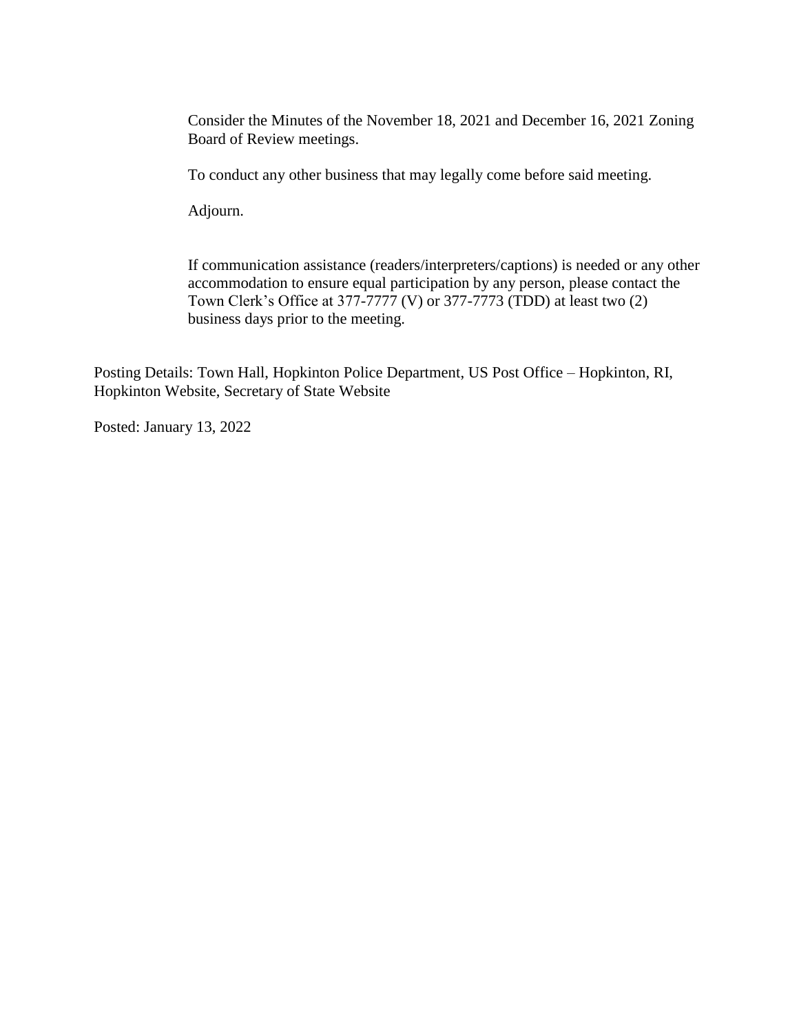Consider the Minutes of the November 18, 2021 and December 16, 2021 Zoning Board of Review meetings.

To conduct any other business that may legally come before said meeting.

Adjourn.

If communication assistance (readers/interpreters/captions) is needed or any other accommodation to ensure equal participation by any person, please contact the Town Clerk's Office at 377-7777 (V) or 377-7773 (TDD) at least two (2) business days prior to the meeting.

Posting Details: Town Hall, Hopkinton Police Department, US Post Office – Hopkinton, RI, Hopkinton Website, Secretary of State Website

Posted: January 13, 2022